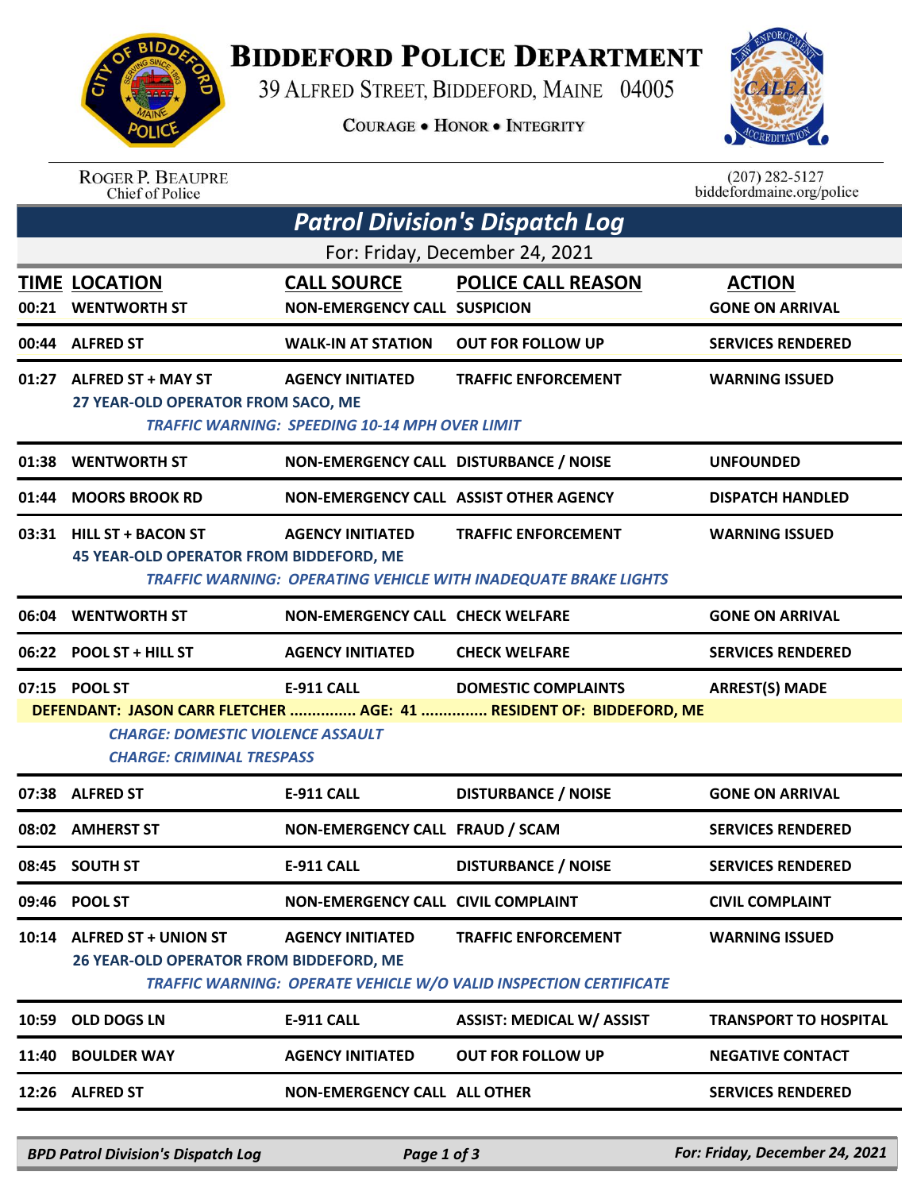# BIDDEFORD POLICE DEPARTMENT

39 ALFRED STREET, BIDDEFORD, MAINE 04005

COURAGE • HONOR • INTEGRITY

ROGER P. BEAUPRE
Chief of Police

(207) 282-5127
biddefordmaine.org/police

## Patrol Division's Dispatch Log

For: Friday, December 24, 2021

| TIME | LOCATION | CALL SOURCE | POLICE CALL REASON | ACTION |
|---|---|---|---|---|
| 00:21 | WENTWORTH ST | NON-EMERGENCY CALL | SUSPICION | GONE ON ARRIVAL |
| 00:44 | ALFRED ST | WALK-IN AT STATION | OUT FOR FOLLOW UP | SERVICES RENDERED |
| 01:27 | ALFRED ST + MAY ST | AGENCY INITIATED | TRAFFIC ENFORCEMENT | WARNING ISSUED |
| | 27 YEAR-OLD OPERATOR FROM SACO, ME | | | |
| | *TRAFFIC WARNING: SPEEDING 10-14 MPH OVER LIMIT* | | | |
| 01:38 | WENTWORTH ST | NON-EMERGENCY CALL | DISTURBANCE / NOISE | UNFOUNDED |
| 01:44 | MOORS BROOK RD | NON-EMERGENCY CALL | ASSIST OTHER AGENCY | DISPATCH HANDLED |
| 03:31 | HILL ST + BACON ST | AGENCY INITIATED | TRAFFIC ENFORCEMENT | WARNING ISSUED |
| | 45 YEAR-OLD OPERATOR FROM BIDDEFORD, ME | | | |
| | *TRAFFIC WARNING: OPERATING VEHICLE WITH INADEQUATE BRAKE LIGHTS* | | | |
| 06:04 | WENTWORTH ST | NON-EMERGENCY CALL | CHECK WELFARE | GONE ON ARRIVAL |
| 06:22 | POOL ST + HILL ST | AGENCY INITIATED | CHECK WELFARE | SERVICES RENDERED |
| 07:15 | POOL ST | E-911 CALL | DOMESTIC COMPLAINTS | ARREST(S) MADE |
| | DEFENDANT: JASON CARR FLETCHER ............... AGE: 41 ............... RESIDENT OF: BIDDEFORD, ME | | | |
| | *CHARGE: DOMESTIC VIOLENCE ASSAULT* | | | |
| | *CHARGE: CRIMINAL TRESPASS* | | | |
| 07:38 | ALFRED ST | E-911 CALL | DISTURBANCE / NOISE | GONE ON ARRIVAL |
| 08:02 | AMHERST ST | NON-EMERGENCY CALL | FRAUD / SCAM | SERVICES RENDERED |
| 08:45 | SOUTH ST | E-911 CALL | DISTURBANCE / NOISE | SERVICES RENDERED |
| 09:46 | POOL ST | NON-EMERGENCY CALL | CIVIL COMPLAINT | CIVIL COMPLAINT |
| 10:14 | ALFRED ST + UNION ST | AGENCY INITIATED | TRAFFIC ENFORCEMENT | WARNING ISSUED |
| | 26 YEAR-OLD OPERATOR FROM BIDDEFORD, ME | | | |
| | *TRAFFIC WARNING: OPERATE VEHICLE W/O VALID INSPECTION CERTIFICATE* | | | |
| 10:59 | OLD DOGS LN | E-911 CALL | ASSIST: MEDICAL W/ ASSIST | TRANSPORT TO HOSPITAL |
| 11:40 | BOULDER WAY | AGENCY INITIATED | OUT FOR FOLLOW UP | NEGATIVE CONTACT |
| 12:26 | ALFRED ST | NON-EMERGENCY CALL | ALL OTHER | SERVICES RENDERED |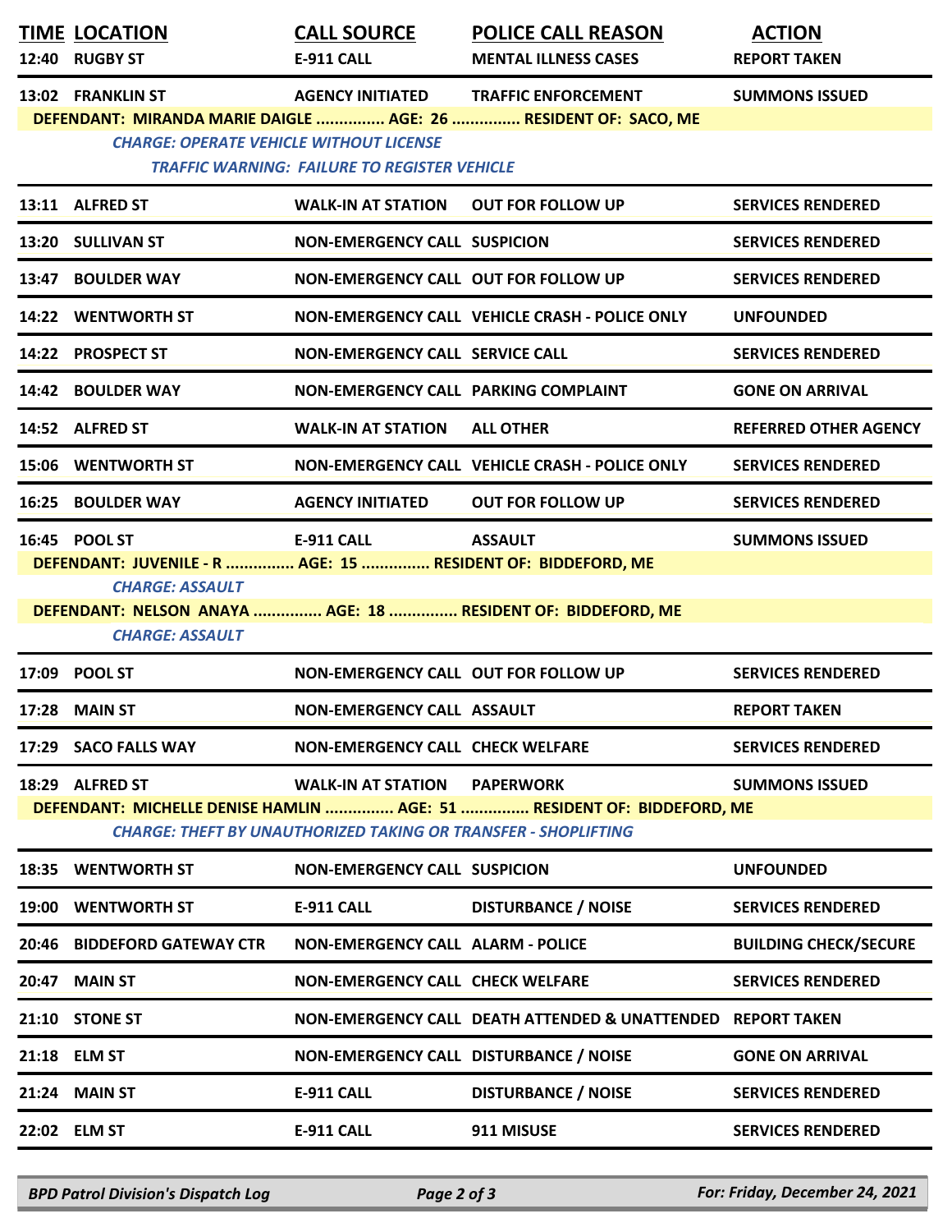| TIME | LOCATION | CALL SOURCE | POLICE CALL REASON | ACTION |
|---|---|---|---|---|
| 12:40 | RUGBY ST | E-911 CALL | MENTAL ILLNESS CASES | REPORT TAKEN |
| 13:02 | FRANKLIN ST | AGENCY INITIATED | TRAFFIC ENFORCEMENT | SUMMONS ISSUED |
| | DEFENDANT: MIRANDA MARIE DAIGLE ............... AGE: 26 ............... RESIDENT OF: SACO, ME | | | |
| | CHARGE: OPERATE VEHICLE WITHOUT LICENSE | | | |
| | TRAFFIC WARNING: FAILURE TO REGISTER VEHICLE | | | |
| 13:11 | ALFRED ST | WALK-IN AT STATION | OUT FOR FOLLOW UP | SERVICES RENDERED |
| 13:20 | SULLIVAN ST | NON-EMERGENCY CALL | SUSPICION | SERVICES RENDERED |
| 13:47 | BOULDER WAY | NON-EMERGENCY CALL | OUT FOR FOLLOW UP | SERVICES RENDERED |
| 14:22 | WENTWORTH ST | NON-EMERGENCY CALL | VEHICLE CRASH - POLICE ONLY | UNFOUNDED |
| 14:22 | PROSPECT ST | NON-EMERGENCY CALL | SERVICE CALL | SERVICES RENDERED |
| 14:42 | BOULDER WAY | NON-EMERGENCY CALL | PARKING COMPLAINT | GONE ON ARRIVAL |
| 14:52 | ALFRED ST | WALK-IN AT STATION | ALL OTHER | REFERRED OTHER AGENCY |
| 15:06 | WENTWORTH ST | NON-EMERGENCY CALL | VEHICLE CRASH - POLICE ONLY | SERVICES RENDERED |
| 16:25 | BOULDER WAY | AGENCY INITIATED | OUT FOR FOLLOW UP | SERVICES RENDERED |
| 16:45 | POOL ST | E-911 CALL | ASSAULT | SUMMONS ISSUED |
| | DEFENDANT: JUVENILE - R ............... AGE: 15 ............... RESIDENT OF: BIDDEFORD, ME | | | |
| | CHARGE: ASSAULT | | | |
| | DEFENDANT: NELSON ANAYA ............... AGE: 18 ............... RESIDENT OF: BIDDEFORD, ME | | | |
| | CHARGE: ASSAULT | | | |
| 17:09 | POOL ST | NON-EMERGENCY CALL | OUT FOR FOLLOW UP | SERVICES RENDERED |
| 17:28 | MAIN ST | NON-EMERGENCY CALL | ASSAULT | REPORT TAKEN |
| 17:29 | SACO FALLS WAY | NON-EMERGENCY CALL | CHECK WELFARE | SERVICES RENDERED |
| 18:29 | ALFRED ST | WALK-IN AT STATION | PAPERWORK | SUMMONS ISSUED |
| | DEFENDANT: MICHELLE DENISE HAMLIN ............... AGE: 51 ............... RESIDENT OF: BIDDEFORD, ME | | | |
| | CHARGE: THEFT BY UNAUTHORIZED TAKING OR TRANSFER - SHOPLIFTING | | | |
| 18:35 | WENTWORTH ST | NON-EMERGENCY CALL | SUSPICION | UNFOUNDED |
| 19:00 | WENTWORTH ST | E-911 CALL | DISTURBANCE / NOISE | SERVICES RENDERED |
| 20:46 | BIDDEFORD GATEWAY CTR | NON-EMERGENCY CALL | ALARM - POLICE | BUILDING CHECK/SECURE |
| 20:47 | MAIN ST | NON-EMERGENCY CALL | CHECK WELFARE | SERVICES RENDERED |
| 21:10 | STONE ST | NON-EMERGENCY CALL | DEATH ATTENDED & UNATTENDED | REPORT TAKEN |
| 21:18 | ELM ST | NON-EMERGENCY CALL | DISTURBANCE / NOISE | GONE ON ARRIVAL |
| 21:24 | MAIN ST | E-911 CALL | DISTURBANCE / NOISE | SERVICES RENDERED |
| 22:02 | ELM ST | E-911 CALL | 911 MISUSE | SERVICES RENDERED |

BPD Patrol Division's Dispatch Log — For: Friday, December 24, 2021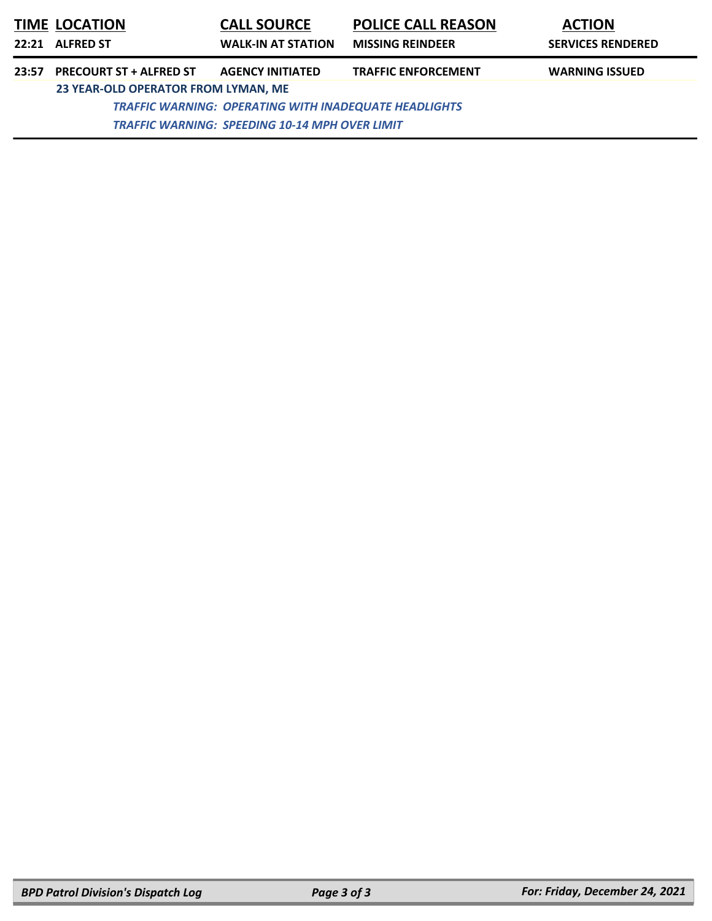| TIME | LOCATION | CALL SOURCE | POLICE CALL REASON | ACTION |
|---|---|---|---|---|
| 22:21 | ALFRED ST | WALK-IN AT STATION | MISSING REINDEER | SERVICES RENDERED |
| 23:57 | PRECOURT ST + ALFRED ST | AGENCY INITIATED | TRAFFIC ENFORCEMENT | WARNING ISSUED |

**23 YEAR-OLD OPERATOR FROM LYMAN, ME**

***TRAFFIC WARNING: OPERATING WITH INADEQUATE HEADLIGHTS***

***TRAFFIC WARNING: SPEEDING 10-14 MPH OVER LIMIT***